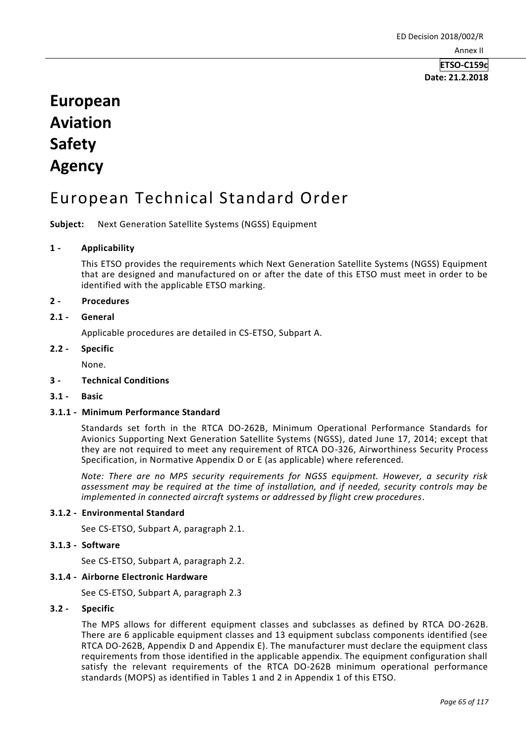**ETSO-C159c**
**Date: 21.2.2018**

# European Aviation Safety Agency

# European Technical Standard Order

**Subject:** Next Generation Satellite Systems (NGSS) Equipment

## 1 - Applicability

This ETSO provides the requirements which Next Generation Satellite Systems (NGSS) Equipment that are designed and manufactured on or after the date of this ETSO must meet in order to be identified with the applicable ETSO marking.

## 2 - Procedures

### 2.1 - General

Applicable procedures are detailed in CS-ETSO, Subpart A.

### 2.2 - Specific

None.

## 3 - Technical Conditions

### 3.1 - Basic

#### 3.1.1 - Minimum Performance Standard

Standards set forth in the RTCA DO-262B, Minimum Operational Performance Standards for Avionics Supporting Next Generation Satellite Systems (NGSS), dated June 17, 2014; except that they are not required to meet any requirement of RTCA DO-326, Airworthiness Security Process Specification, in Normative Appendix D or E (as applicable) where referenced.

*Note: There are no MPS security requirements for NGSS equipment. However, a security risk assessment may be required at the time of installation, and if needed, security controls may be implemented in connected aircraft systems or addressed by flight crew procedures.*

#### 3.1.2 - Environmental Standard

See CS-ETSO, Subpart A, paragraph 2.1.

#### 3.1.3 - Software

See CS-ETSO, Subpart A, paragraph 2.2.

#### 3.1.4 - Airborne Electronic Hardware

See CS-ETSO, Subpart A, paragraph 2.3

### 3.2 - Specific

The MPS allows for different equipment classes and subclasses as defined by RTCA DO-262B. There are 6 applicable equipment classes and 13 equipment subclass components identified (see RTCA DO-262B, Appendix D and Appendix E). The manufacturer must declare the equipment class requirements from those identified in the applicable appendix. The equipment configuration shall satisfy the relevant requirements of the RTCA DO-262B minimum operational performance standards (MOPS) as identified in Tables 1 and 2 in Appendix 1 of this ETSO.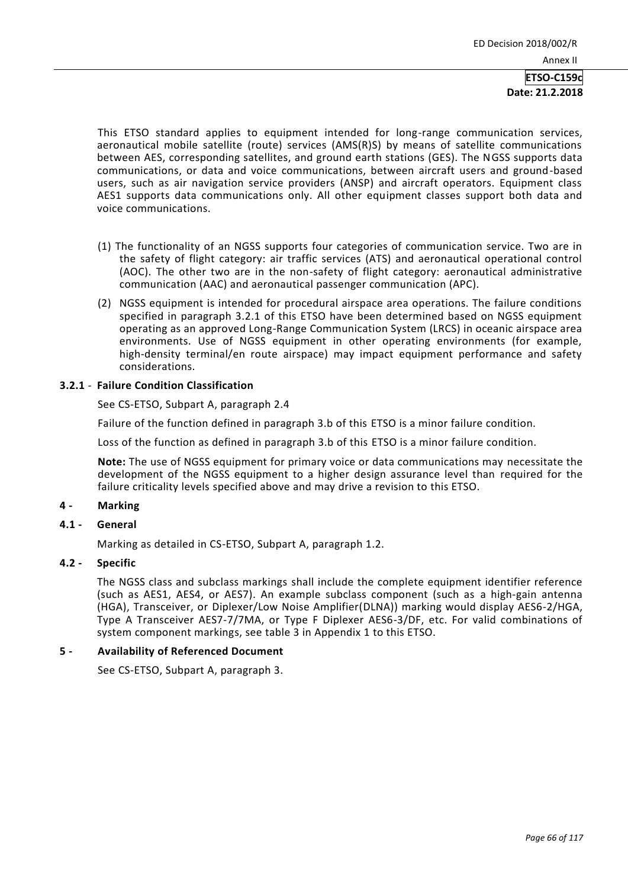This ETSO standard applies to equipment intended for long-range communication services, aeronautical mobile satellite (route) services (AMS(R)S) by means of satellite communications between AES, corresponding satellites, and ground earth stations (GES). The NGSS supports data communications, or data and voice communications, between aircraft users and ground-based users, such as air navigation service providers (ANSP) and aircraft operators. Equipment class AES1 supports data communications only. All other equipment classes support both data and voice communications.

(1) The functionality of an NGSS supports four categories of communication service. Two are in the safety of flight category: air traffic services (ATS) and aeronautical operational control (AOC). The other two are in the non-safety of flight category: aeronautical administrative communication (AAC) and aeronautical passenger communication (APC).

(2) NGSS equipment is intended for procedural airspace area operations. The failure conditions specified in paragraph 3.2.1 of this ETSO have been determined based on NGSS equipment operating as an approved Long-Range Communication System (LRCS) in oceanic airspace area environments. Use of NGSS equipment in other operating environments (for example, high-density terminal/en route airspace) may impact equipment performance and safety considerations.

### 3.2.1 - Failure Condition Classification

See CS-ETSO, Subpart A, paragraph 2.4

Failure of the function defined in paragraph 3.b of this ETSO is a minor failure condition.

Loss of the function as defined in paragraph 3.b of this ETSO is a minor failure condition.

**Note:** The use of NGSS equipment for primary voice or data communications may necessitate the development of the NGSS equipment to a higher design assurance level than required for the failure criticality levels specified above and may drive a revision to this ETSO.

## 4 - Marking

### 4.1 - General

Marking as detailed in CS-ETSO, Subpart A, paragraph 1.2.

### 4.2 - Specific

The NGSS class and subclass markings shall include the complete equipment identifier reference (such as AES1, AES4, or AES7). An example subclass component (such as a high-gain antenna (HGA), Transceiver, or Diplexer/Low Noise Amplifier(DLNA)) marking would display AES6-2/HGA, Type A Transceiver AES7-7/7MA, or Type F Diplexer AES6-3/DF, etc. For valid combinations of system component markings, see table 3 in Appendix 1 to this ETSO.

## 5 - Availability of Referenced Document

See CS-ETSO, Subpart A, paragraph 3.